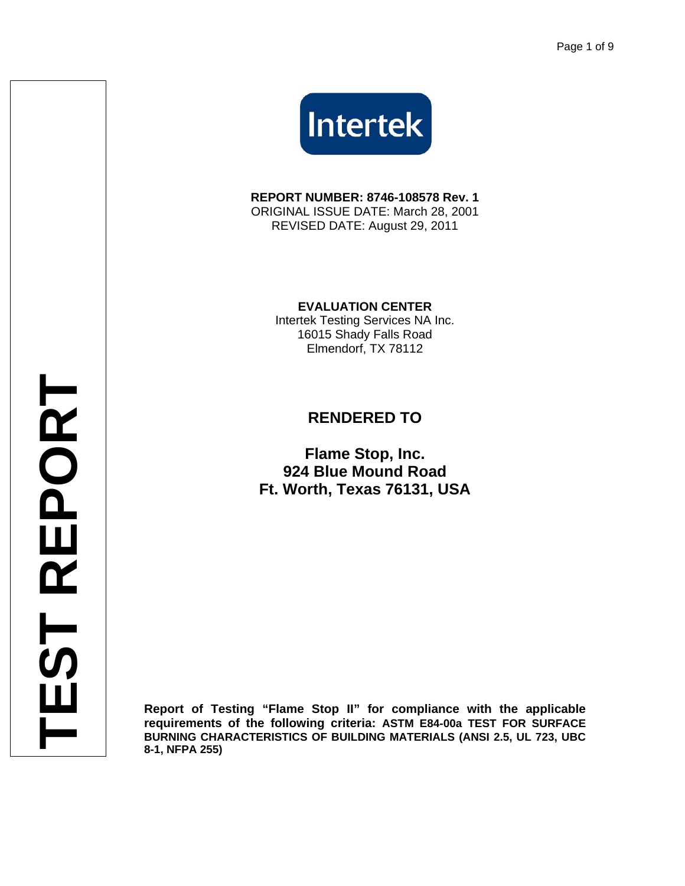# TEST REPORT

Intertek

**REPORT NUMBER: 8746-108578 Rev. 1**
ORIGINAL ISSUE DATE: March 28, 2001
REVISED DATE: August 29, 2011

**EVALUATION CENTER**
Intertek Testing Services NA Inc.
16015 Shady Falls Road
Elmendorf, TX 78112

## RENDERED TO

**Flame Stop, Inc.**
**924 Blue Mound Road**
**Ft. Worth, Texas 76131, USA**

**Report of Testing "Flame Stop II" for compliance with the applicable requirements of the following criteria: ASTM E84-00a TEST FOR SURFACE BURNING CHARACTERISTICS OF BUILDING MATERIALS (ANSI 2.5, UL 723, UBC 8-1, NFPA 255)**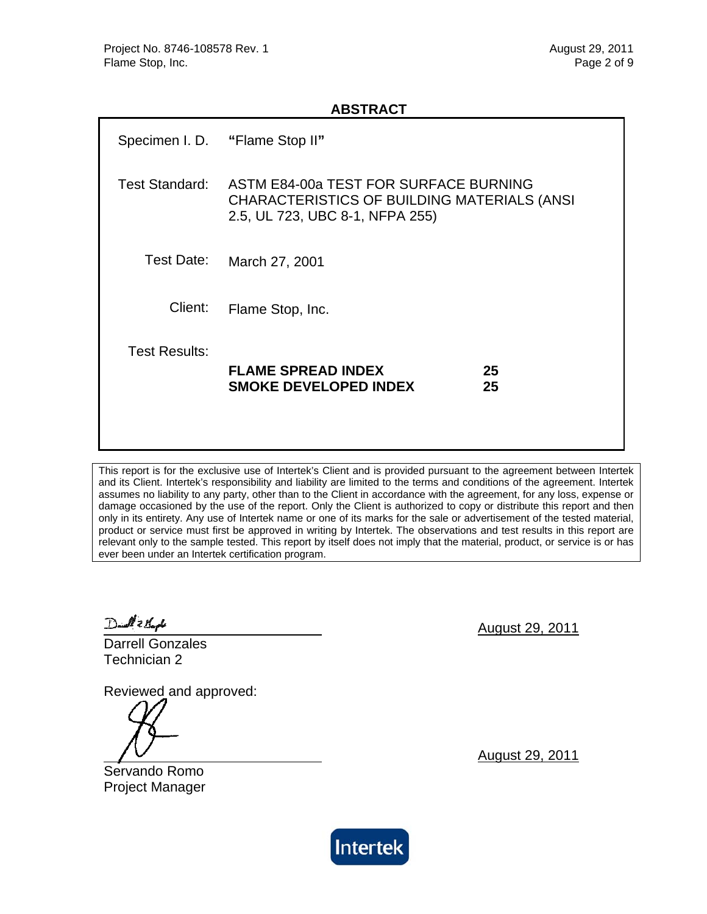## ABSTRACT

| | |
|---|---|
| Specimen I. D. | **"**Flame Stop II**"** |
| Test Standard: | ASTM E84-00a TEST FOR SURFACE BURNING CHARACTERISTICS OF BUILDING MATERIALS (ANSI 2.5, UL 723, UBC 8-1, NFPA 255) |
| Test Date: | March 27, 2001 |
| Client: | Flame Stop, Inc. |
| Test Results: | |

| | |
|---|---|
| **FLAME SPREAD INDEX** | **25** |
| **SMOKE DEVELOPED INDEX** | **25** |

This report is for the exclusive use of Intertek's Client and is provided pursuant to the agreement between Intertek and its Client. Intertek's responsibility and liability are limited to the terms and conditions of the agreement. Intertek assumes no liability to any party, other than to the Client in accordance with the agreement, for any loss, expense or damage occasioned by the use of the report. Only the Client is authorized to copy or distribute this report and then only in its entirety. Any use of Intertek name or one of its marks for the sale or advertisement of the tested material, product or service must first be approved in writing by Intertek. The observations and test results in this report are relevant only to the sample tested. This report by itself does not imply that the material, product, or service is or has ever been under an Intertek certification program.

Darrell Gonzales
Technician 2

August 29, 2011

Reviewed and approved:

Servando Romo
Project Manager

August 29, 2011

Intertek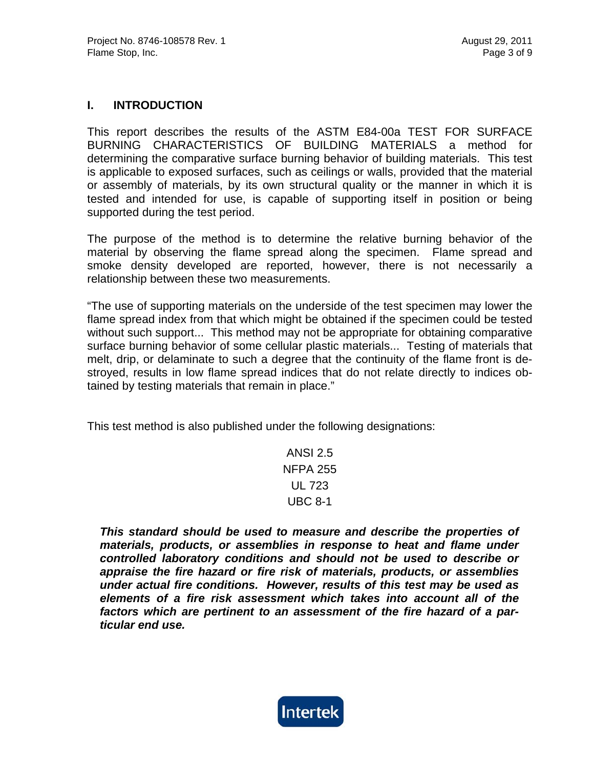## I. INTRODUCTION

This report describes the results of the ASTM E84-00a TEST FOR SURFACE BURNING CHARACTERISTICS OF BUILDING MATERIALS a method for determining the comparative surface burning behavior of building materials. This test is applicable to exposed surfaces, such as ceilings or walls, provided that the material or assembly of materials, by its own structural quality or the manner in which it is tested and intended for use, is capable of supporting itself in position or being supported during the test period.

The purpose of the method is to determine the relative burning behavior of the material by observing the flame spread along the specimen. Flame spread and smoke density developed are reported, however, there is not necessarily a relationship between these two measurements.

"The use of supporting materials on the underside of the test specimen may lower the flame spread index from that which might be obtained if the specimen could be tested without such support... This method may not be appropriate for obtaining comparative surface burning behavior of some cellular plastic materials... Testing of materials that melt, drip, or delaminate to such a degree that the continuity of the flame front is destroyed, results in low flame spread indices that do not relate directly to indices obtained by testing materials that remain in place."

This test method is also published under the following designations:

ANSI 2.5
NFPA 255
UL 723
UBC 8-1

***This standard should be used to measure and describe the properties of materials, products, or assemblies in response to heat and flame under controlled laboratory conditions and should not be used to describe or appraise the fire hazard or fire risk of materials, products, or assemblies under actual fire conditions. However, results of this test may be used as elements of a fire risk assessment which takes into account all of the factors which are pertinent to an assessment of the fire hazard of a particular end use.***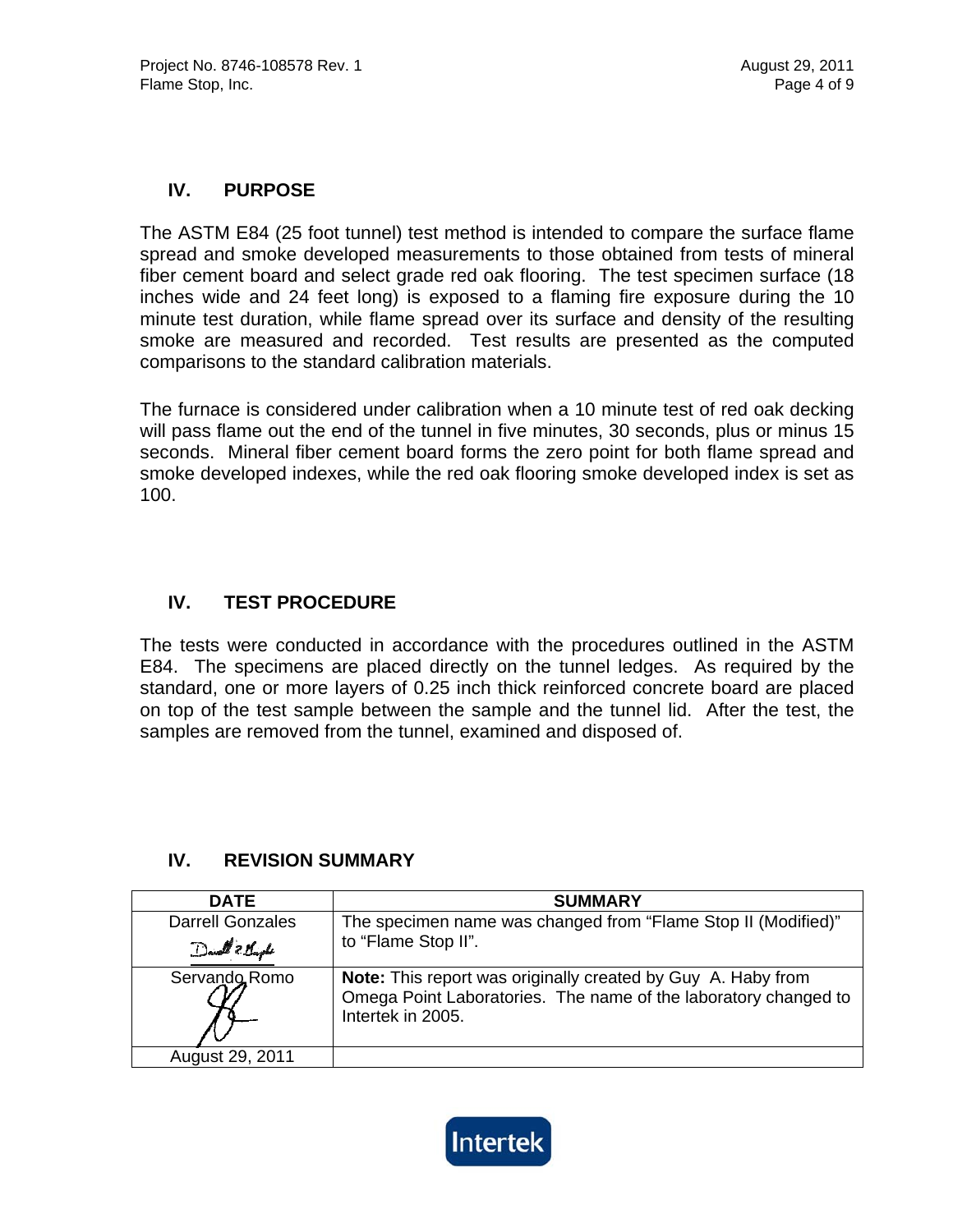## IV. PURPOSE

The ASTM E84 (25 foot tunnel) test method is intended to compare the surface flame spread and smoke developed measurements to those obtained from tests of mineral fiber cement board and select grade red oak flooring. The test specimen surface (18 inches wide and 24 feet long) is exposed to a flaming fire exposure during the 10 minute test duration, while flame spread over its surface and density of the resulting smoke are measured and recorded. Test results are presented as the computed comparisons to the standard calibration materials.

The furnace is considered under calibration when a 10 minute test of red oak decking will pass flame out the end of the tunnel in five minutes, 30 seconds, plus or minus 15 seconds. Mineral fiber cement board forms the zero point for both flame spread and smoke developed indexes, while the red oak flooring smoke developed index is set as 100.

## IV. TEST PROCEDURE

The tests were conducted in accordance with the procedures outlined in the ASTM E84. The specimens are placed directly on the tunnel ledges. As required by the standard, one or more layers of 0.25 inch thick reinforced concrete board are placed on top of the test sample between the sample and the tunnel lid. After the test, the samples are removed from the tunnel, examined and disposed of.

## IV. REVISION SUMMARY

| DATE | SUMMARY |
|---|---|
| Darrell Gonzales | The specimen name was changed from “Flame Stop II (Modified)” to “Flame Stop II”. |
| Servando Romo | **Note:** This report was originally created by Guy A. Haby from Omega Point Laboratories. The name of the laboratory changed to Intertek in 2005. |
| August 29, 2011 | |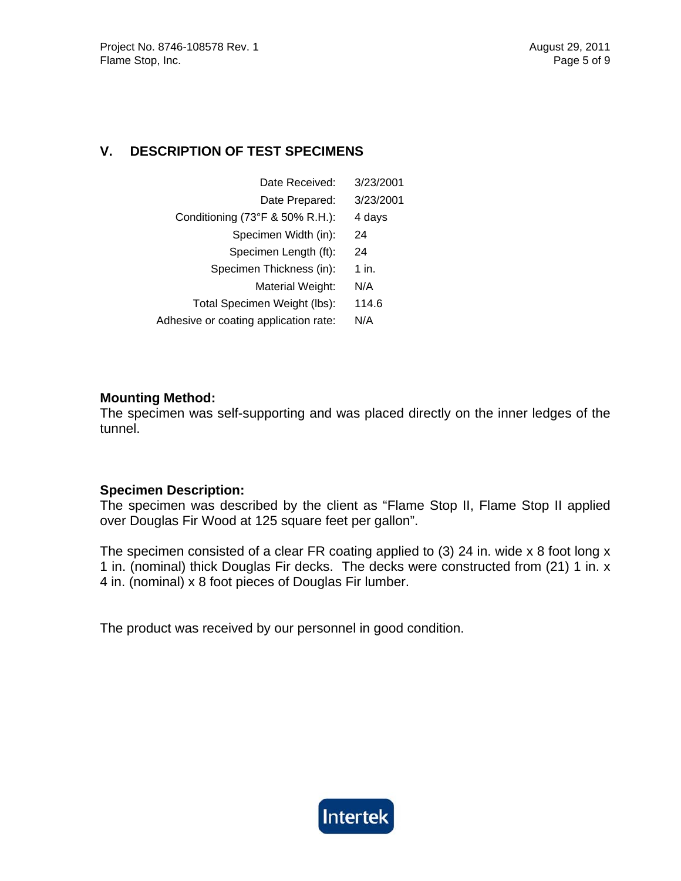## V. DESCRIPTION OF TEST SPECIMENS

| | |
|---|---|
| Date Received: | 3/23/2001 |
| Date Prepared: | 3/23/2001 |
| Conditioning (73°F & 50% R.H.): | 4 days |
| Specimen Width (in): | 24 |
| Specimen Length (ft): | 24 |
| Specimen Thickness (in): | 1 in. |
| Material Weight: | N/A |
| Total Specimen Weight (lbs): | 114.6 |
| Adhesive or coating application rate: | N/A |

**Mounting Method:**
The specimen was self-supporting and was placed directly on the inner ledges of the tunnel.

**Specimen Description:**
The specimen was described by the client as "Flame Stop II, Flame Stop II applied over Douglas Fir Wood at 125 square feet per gallon".

The specimen consisted of a clear FR coating applied to (3) 24 in. wide x 8 foot long x 1 in. (nominal) thick Douglas Fir decks. The decks were constructed from (21) 1 in. x 4 in. (nominal) x 8 foot pieces of Douglas Fir lumber.

The product was received by our personnel in good condition.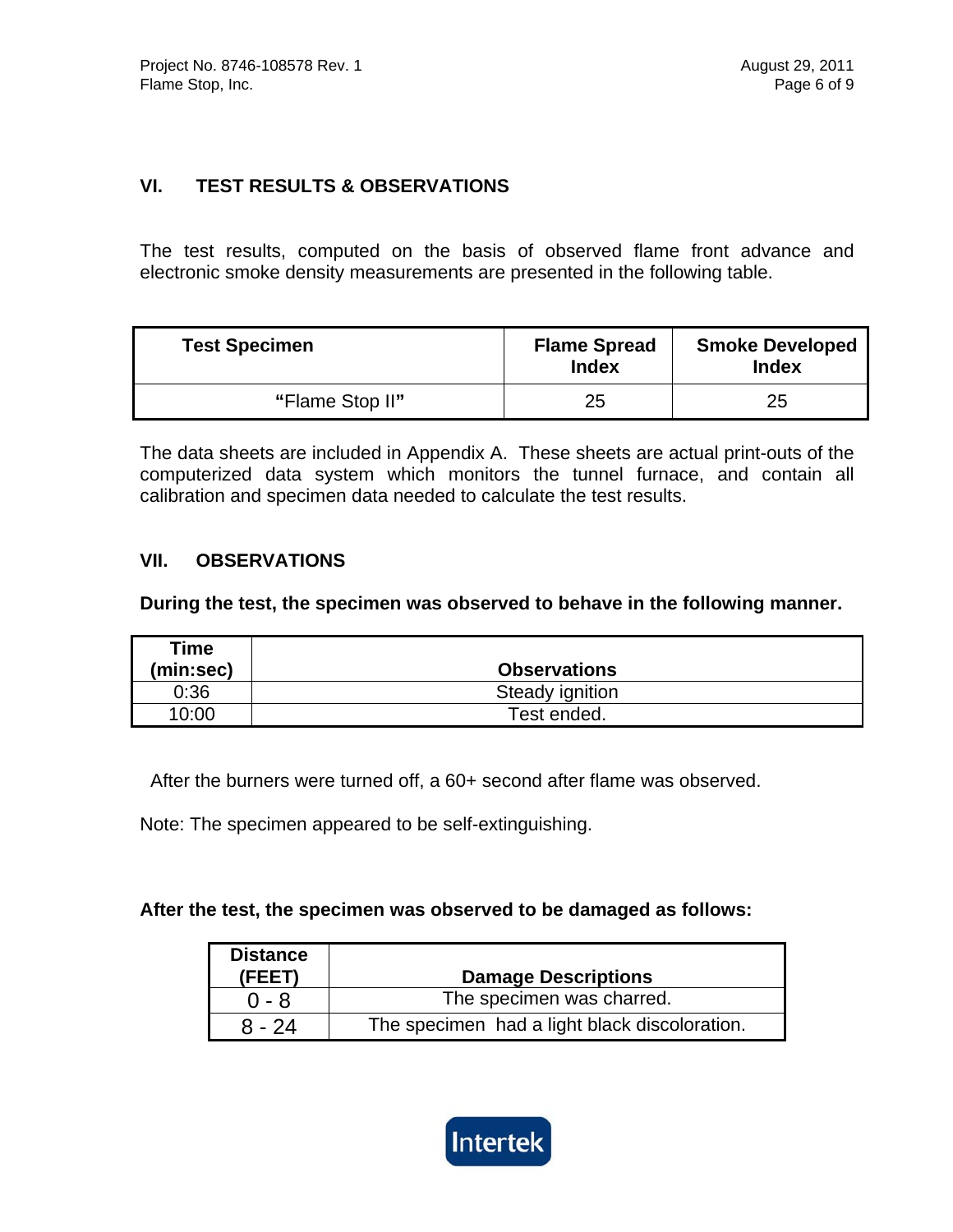## VI. TEST RESULTS & OBSERVATIONS

The test results, computed on the basis of observed flame front advance and electronic smoke density measurements are presented in the following table.

| Test Specimen | Flame Spread Index | Smoke Developed Index |
|---|---|---|
| **"**Flame Stop II**"** | 25 | 25 |

The data sheets are included in Appendix A. These sheets are actual print-outs of the computerized data system which monitors the tunnel furnace, and contain all calibration and specimen data needed to calculate the test results.

## VII. OBSERVATIONS

**During the test, the specimen was observed to behave in the following manner.**

| Time (min:sec) | Observations |
|---|---|
| 0:36 | Steady ignition |
| 10:00 | Test ended. |

After the burners were turned off, a 60+ second after flame was observed.

Note: The specimen appeared to be self-extinguishing.

**After the test, the specimen was observed to be damaged as follows:**

| Distance (FEET) | Damage Descriptions |
|---|---|
| 0 - 8 | The specimen was charred. |
| 8 - 24 | The specimen had a light black discoloration. |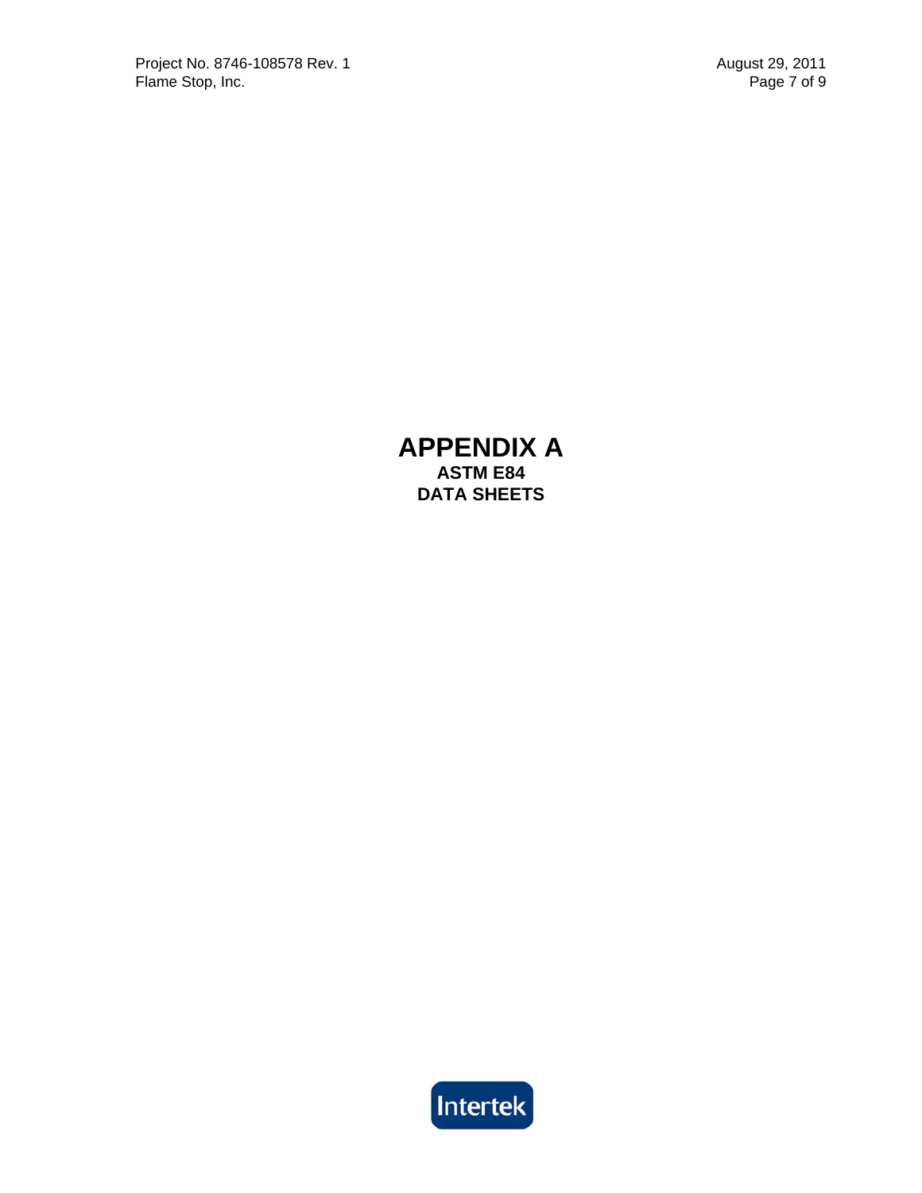# APPENDIX A

## ASTM E84

## DATA SHEETS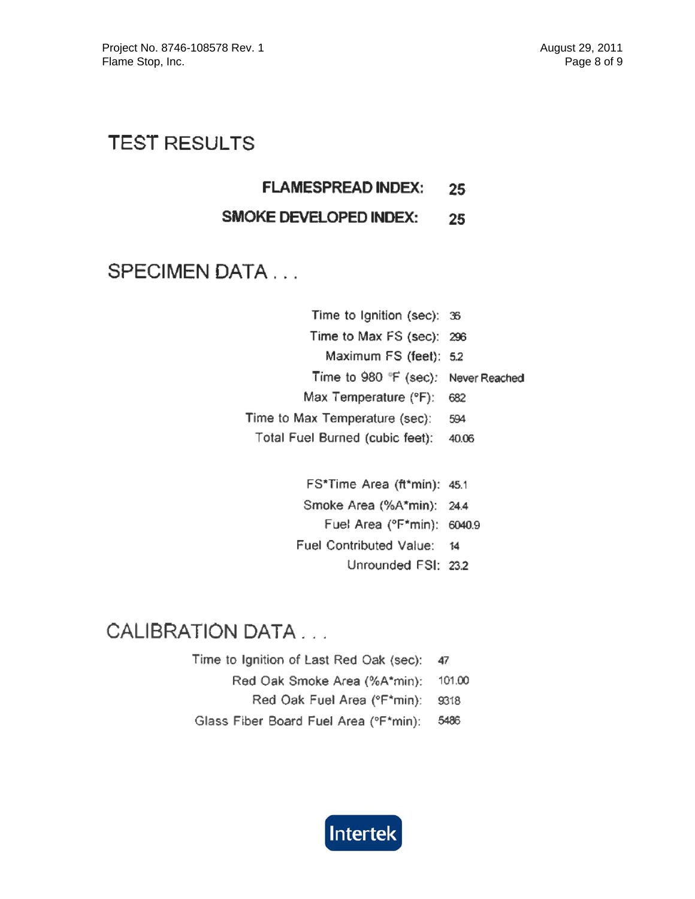# TEST RESULTS

**FLAMESPREAD INDEX: 25**

**SMOKE DEVELOPED INDEX: 25**

# SPECIMEN DATA . . .

| | |
|---|---|
| Time to Ignition (sec): | 36 |
| Time to Max FS (sec): | 296 |
| Maximum FS (feet): | 5.2 |
| Time to 980 °F (sec): | Never Reached |
| Max Temperature (°F): | 682 |
| Time to Max Temperature (sec): | 594 |
| Total Fuel Burned (cubic feet): | 40.06 |

| | |
|---|---|
| FS*Time Area (ft*min): | 45.1 |
| Smoke Area (%A*min): | 24.4 |
| Fuel Area (°F*min): | 6040.9 |
| Fuel Contributed Value: | 14 |
| Unrounded FSI: | 23.2 |

# CALIBRATION DATA . . .

| | |
|---|---|
| Time to Ignition of Last Red Oak (sec): | 47 |
| Red Oak Smoke Area (%A*min): | 101.00 |
| Red Oak Fuel Area (°F*min): | 9318 |
| Glass Fiber Board Fuel Area (°F*min): | 5486 |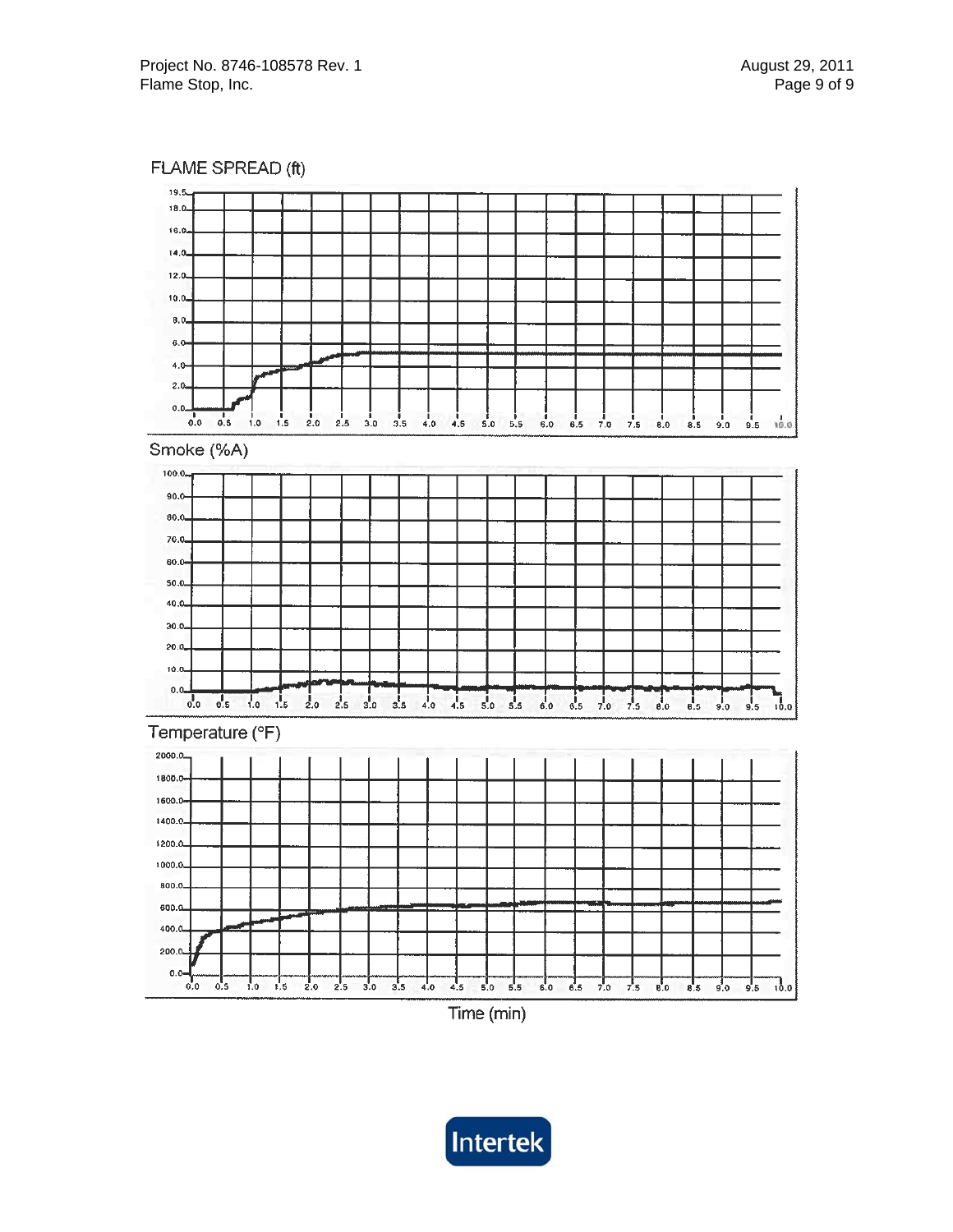FLAME SPREAD (ft)

19.5
18.0
16.0
14.0
12.0
10.0
8.0
6.0
4.0
2.0
0.0

0.0 0.5 1.0 1.5 2.0 2.5 3.0 3.5 4.0 4.5 5.0 5.5 6.0 6.5 7.0 7.5 8.0 8.5 9.0 9.5 10.0

Smoke (%A)

100.0
90.0
80.0
70.0
60.0
50.0
40.0
30.0
20.0
10.0
0.0

0.0 0.5 1.0 1.5 2.0 2.5 3.0 3.5 4.0 4.5 5.0 5.5 6.0 6.5 7.0 7.5 8.0 8.5 9.0 9.5 10.0

Temperature (°F)

2000.0
1800.0
1600.0
1400.0
1200.0
1000.0
800.0
600.0
400.0
200.0
0.0

0.0 0.5 1.0 1.5 2.0 2.5 3.0 3.5 4.0 4.5 5.0 5.5 6.0 6.5 7.0 7.5 8.0 8.5 9.0 9.5 10.0

Time (min)